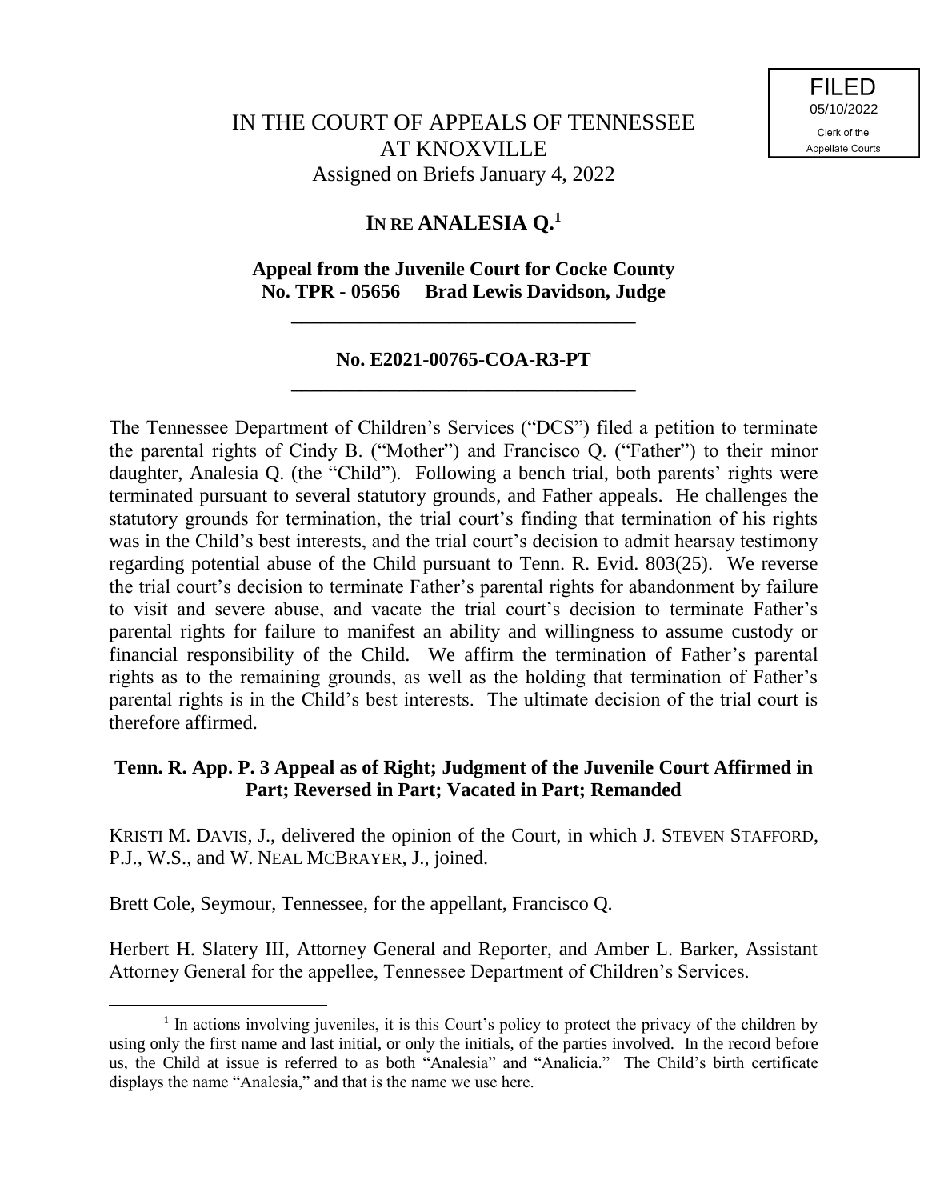FILED
05/10/2022
Clerk of the
Appellate Courts

IN THE COURT OF APPEALS OF TENNESSEE
AT KNOXVILLE
Assigned on Briefs January 4, 2022

**IN RE ANALESIA Q.**[1]

**Appeal from the Juvenile Court for Cocke County**
**No. TPR - 05656 Brad Lewis Davidson, Judge**

---

**No. E2021-00765-COA-R3-PT**

---

The Tennessee Department of Children's Services ("DCS") filed a petition to terminate the parental rights of Cindy B. ("Mother") and Francisco Q. ("Father") to their minor daughter, Analesia Q. (the "Child"). Following a bench trial, both parents' rights were terminated pursuant to several statutory grounds, and Father appeals. He challenges the statutory grounds for termination, the trial court's finding that termination of his rights was in the Child's best interests, and the trial court's decision to admit hearsay testimony regarding potential abuse of the Child pursuant to Tenn. R. Evid. 803(25). We reverse the trial court's decision to terminate Father's parental rights for abandonment by failure to visit and severe abuse, and vacate the trial court's decision to terminate Father's parental rights for failure to manifest an ability and willingness to assume custody or financial responsibility of the Child. We affirm the termination of Father's parental rights as to the remaining grounds, as well as the holding that termination of Father's parental rights is in the Child's best interests. The ultimate decision of the trial court is therefore affirmed.

**Tenn. R. App. P. 3 Appeal as of Right; Judgment of the Juvenile Court Affirmed in Part; Reversed in Part; Vacated in Part; Remanded**

KRISTI M. DAVIS, J., delivered the opinion of the Court, in which J. STEVEN STAFFORD, P.J., W.S., and W. NEAL MCBRAYER, J., joined.

Brett Cole, Seymour, Tennessee, for the appellant, Francisco Q.

Herbert H. Slatery III, Attorney General and Reporter, and Amber L. Barker, Assistant Attorney General for the appellee, Tennessee Department of Children's Services.

---

[1] In actions involving juveniles, it is this Court's policy to protect the privacy of the children by using only the first name and last initial, or only the initials, of the parties involved. In the record before us, the Child at issue is referred to as both "Analesia" and "Analicia." The Child's birth certificate displays the name "Analesia," and that is the name we use here.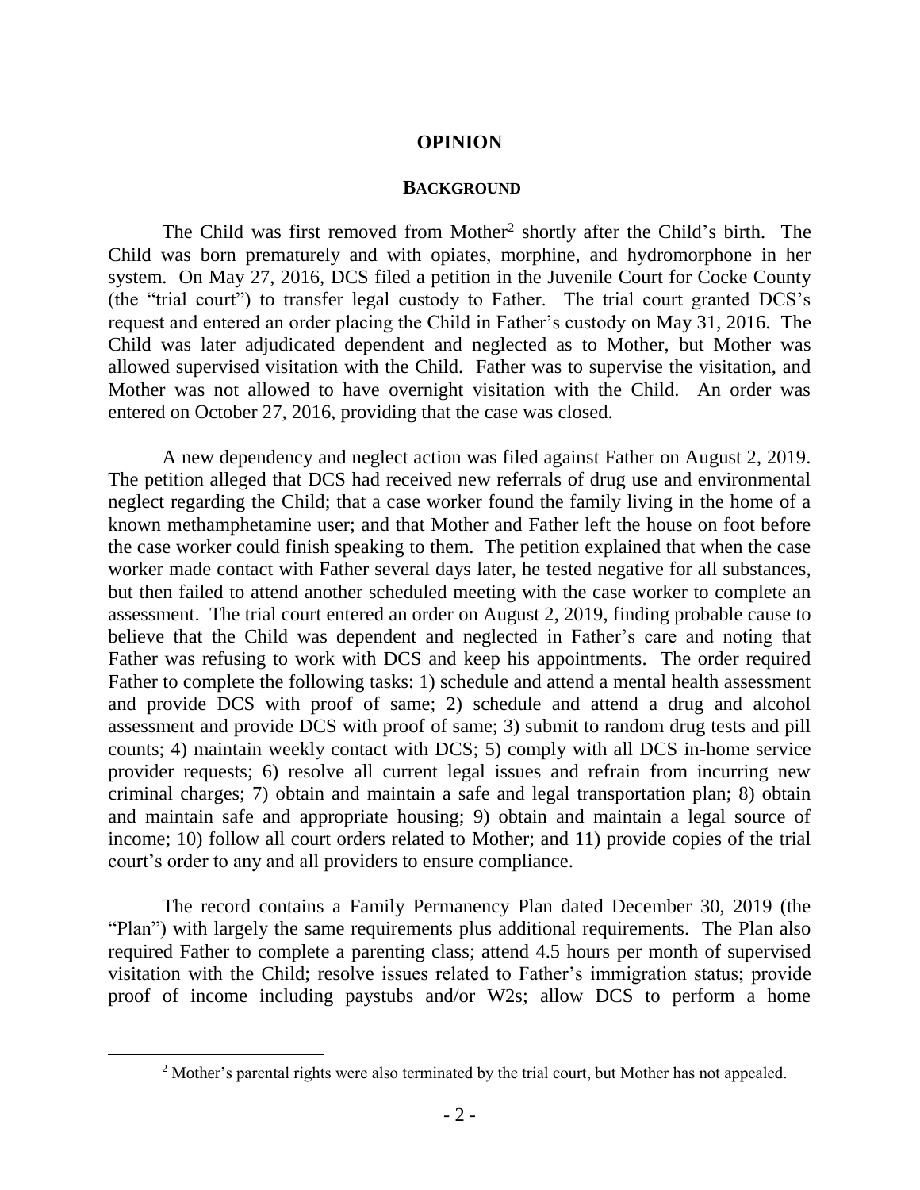# OPINION

## BACKGROUND

The Child was first removed from Mother[2] shortly after the Child's birth. The Child was born prematurely and with opiates, morphine, and hydromorphone in her system. On May 27, 2016, DCS filed a petition in the Juvenile Court for Cocke County (the "trial court") to transfer legal custody to Father. The trial court granted DCS's request and entered an order placing the Child in Father's custody on May 31, 2016. The Child was later adjudicated dependent and neglected as to Mother, but Mother was allowed supervised visitation with the Child. Father was to supervise the visitation, and Mother was not allowed to have overnight visitation with the Child. An order was entered on October 27, 2016, providing that the case was closed.

A new dependency and neglect action was filed against Father on August 2, 2019. The petition alleged that DCS had received new referrals of drug use and environmental neglect regarding the Child; that a case worker found the family living in the home of a known methamphetamine user; and that Mother and Father left the house on foot before the case worker could finish speaking to them. The petition explained that when the case worker made contact with Father several days later, he tested negative for all substances, but then failed to attend another scheduled meeting with the case worker to complete an assessment. The trial court entered an order on August 2, 2019, finding probable cause to believe that the Child was dependent and neglected in Father's care and noting that Father was refusing to work with DCS and keep his appointments. The order required Father to complete the following tasks: 1) schedule and attend a mental health assessment and provide DCS with proof of same; 2) schedule and attend a drug and alcohol assessment and provide DCS with proof of same; 3) submit to random drug tests and pill counts; 4) maintain weekly contact with DCS; 5) comply with all DCS in-home service provider requests; 6) resolve all current legal issues and refrain from incurring new criminal charges; 7) obtain and maintain a safe and legal transportation plan; 8) obtain and maintain safe and appropriate housing; 9) obtain and maintain a legal source of income; 10) follow all court orders related to Mother; and 11) provide copies of the trial court's order to any and all providers to ensure compliance.

The record contains a Family Permanency Plan dated December 30, 2019 (the "Plan") with largely the same requirements plus additional requirements. The Plan also required Father to complete a parenting class; attend 4.5 hours per month of supervised visitation with the Child; resolve issues related to Father's immigration status; provide proof of income including paystubs and/or W2s; allow DCS to perform a home

---

[2] Mother's parental rights were also terminated by the trial court, but Mother has not appealed.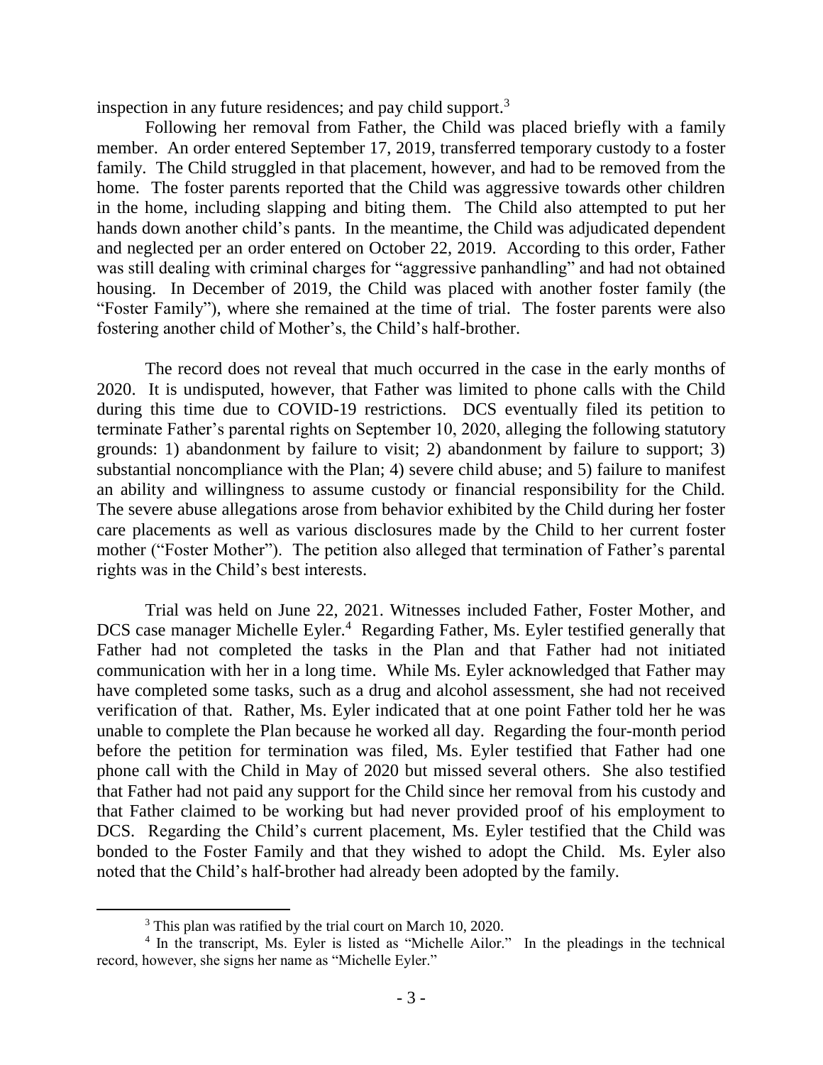inspection in any future residences; and pay child support.[3]

Following her removal from Father, the Child was placed briefly with a family member. An order entered September 17, 2019, transferred temporary custody to a foster family. The Child struggled in that placement, however, and had to be removed from the home. The foster parents reported that the Child was aggressive towards other children in the home, including slapping and biting them. The Child also attempted to put her hands down another child's pants. In the meantime, the Child was adjudicated dependent and neglected per an order entered on October 22, 2019. According to this order, Father was still dealing with criminal charges for "aggressive panhandling" and had not obtained housing. In December of 2019, the Child was placed with another foster family (the "Foster Family"), where she remained at the time of trial. The foster parents were also fostering another child of Mother's, the Child's half-brother.

The record does not reveal that much occurred in the case in the early months of 2020. It is undisputed, however, that Father was limited to phone calls with the Child during this time due to COVID-19 restrictions. DCS eventually filed its petition to terminate Father's parental rights on September 10, 2020, alleging the following statutory grounds: 1) abandonment by failure to visit; 2) abandonment by failure to support; 3) substantial noncompliance with the Plan; 4) severe child abuse; and 5) failure to manifest an ability and willingness to assume custody or financial responsibility for the Child. The severe abuse allegations arose from behavior exhibited by the Child during her foster care placements as well as various disclosures made by the Child to her current foster mother ("Foster Mother"). The petition also alleged that termination of Father's parental rights was in the Child's best interests.

Trial was held on June 22, 2021. Witnesses included Father, Foster Mother, and DCS case manager Michelle Eyler.[4] Regarding Father, Ms. Eyler testified generally that Father had not completed the tasks in the Plan and that Father had not initiated communication with her in a long time. While Ms. Eyler acknowledged that Father may have completed some tasks, such as a drug and alcohol assessment, she had not received verification of that. Rather, Ms. Eyler indicated that at one point Father told her he was unable to complete the Plan because he worked all day. Regarding the four-month period before the petition for termination was filed, Ms. Eyler testified that Father had one phone call with the Child in May of 2020 but missed several others. She also testified that Father had not paid any support for the Child since her removal from his custody and that Father claimed to be working but had never provided proof of his employment to DCS. Regarding the Child's current placement, Ms. Eyler testified that the Child was bonded to the Foster Family and that they wished to adopt the Child. Ms. Eyler also noted that the Child's half-brother had already been adopted by the family.

---

[3] This plan was ratified by the trial court on March 10, 2020.

[4] In the transcript, Ms. Eyler is listed as "Michelle Ailor." In the pleadings in the technical record, however, she signs her name as "Michelle Eyler."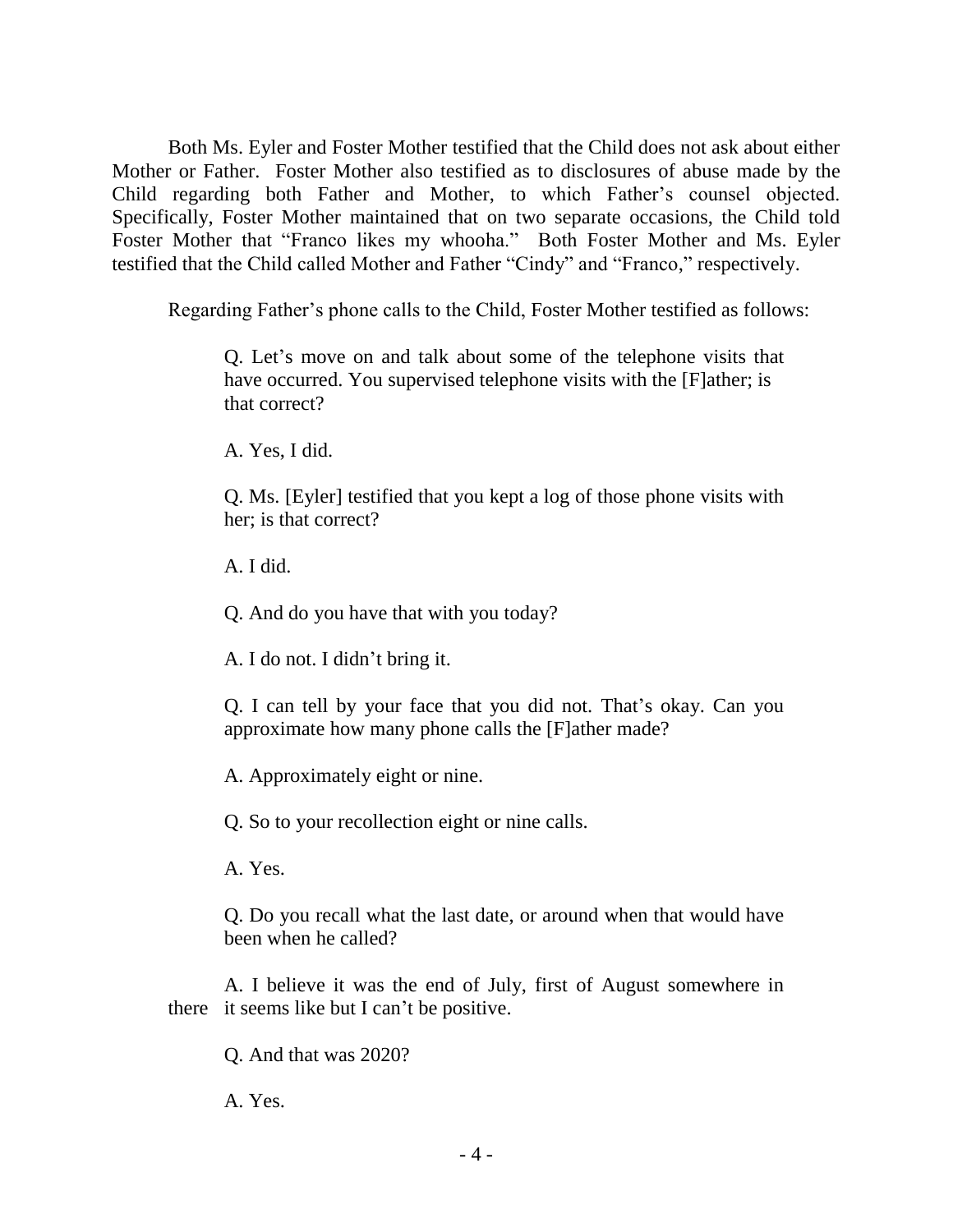Both Ms. Eyler and Foster Mother testified that the Child does not ask about either Mother or Father. Foster Mother also testified as to disclosures of abuse made by the Child regarding both Father and Mother, to which Father's counsel objected. Specifically, Foster Mother maintained that on two separate occasions, the Child told Foster Mother that "Franco likes my whooha." Both Foster Mother and Ms. Eyler testified that the Child called Mother and Father "Cindy" and "Franco," respectively.

Regarding Father's phone calls to the Child, Foster Mother testified as follows:

> Q. Let's move on and talk about some of the telephone visits that have occurred. You supervised telephone visits with the [F]ather; is that correct?
>
> A. Yes, I did.
>
> Q. Ms. [Eyler] testified that you kept a log of those phone visits with her; is that correct?
>
> A. I did.
>
> Q. And do you have that with you today?
>
> A. I do not. I didn't bring it.
>
> Q. I can tell by your face that you did not. That's okay. Can you approximate how many phone calls the [F]ather made?
>
> A. Approximately eight or nine.
>
> Q. So to your recollection eight or nine calls.
>
> A. Yes.
>
> Q. Do you recall what the last date, or around when that would have been when he called?
>
> A. I believe it was the end of July, first of August somewhere in there it seems like but I can't be positive.
>
> Q. And that was 2020?
>
> A. Yes.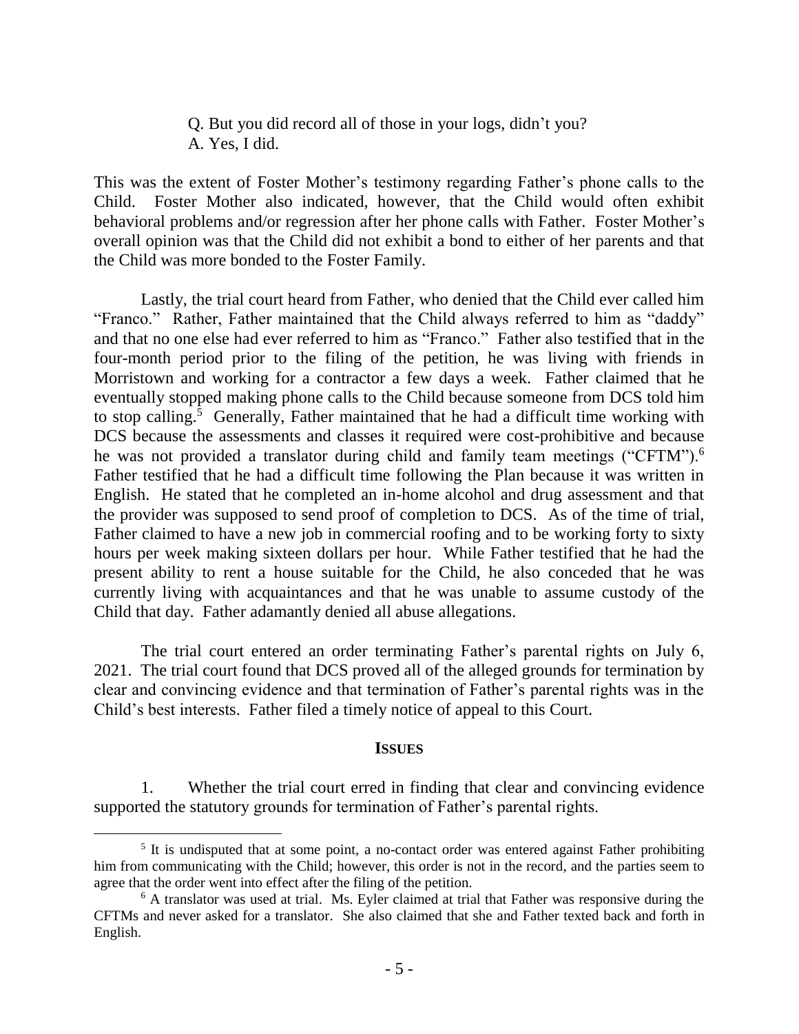Q. But you did record all of those in your logs, didn't you?
A. Yes, I did.

This was the extent of Foster Mother's testimony regarding Father's phone calls to the Child. Foster Mother also indicated, however, that the Child would often exhibit behavioral problems and/or regression after her phone calls with Father. Foster Mother's overall opinion was that the Child did not exhibit a bond to either of her parents and that the Child was more bonded to the Foster Family.

Lastly, the trial court heard from Father, who denied that the Child ever called him "Franco." Rather, Father maintained that the Child always referred to him as "daddy" and that no one else had ever referred to him as "Franco." Father also testified that in the four-month period prior to the filing of the petition, he was living with friends in Morristown and working for a contractor a few days a week. Father claimed that he eventually stopped making phone calls to the Child because someone from DCS told him to stop calling.[5] Generally, Father maintained that he had a difficult time working with DCS because the assessments and classes it required were cost-prohibitive and because he was not provided a translator during child and family team meetings ("CFTM").[6] Father testified that he had a difficult time following the Plan because it was written in English. He stated that he completed an in-home alcohol and drug assessment and that the provider was supposed to send proof of completion to DCS. As of the time of trial, Father claimed to have a new job in commercial roofing and to be working forty to sixty hours per week making sixteen dollars per hour. While Father testified that he had the present ability to rent a house suitable for the Child, he also conceded that he was currently living with acquaintances and that he was unable to assume custody of the Child that day. Father adamantly denied all abuse allegations.

The trial court entered an order terminating Father's parental rights on July 6, 2021. The trial court found that DCS proved all of the alleged grounds for termination by clear and convincing evidence and that termination of Father's parental rights was in the Child's best interests. Father filed a timely notice of appeal to this Court.

## ISSUES

1. Whether the trial court erred in finding that clear and convincing evidence supported the statutory grounds for termination of Father's parental rights.

---

[5] It is undisputed that at some point, a no-contact order was entered against Father prohibiting him from communicating with the Child; however, this order is not in the record, and the parties seem to agree that the order went into effect after the filing of the petition.

[6] A translator was used at trial. Ms. Eyler claimed at trial that Father was responsive during the CFTMs and never asked for a translator. She also claimed that she and Father texted back and forth in English.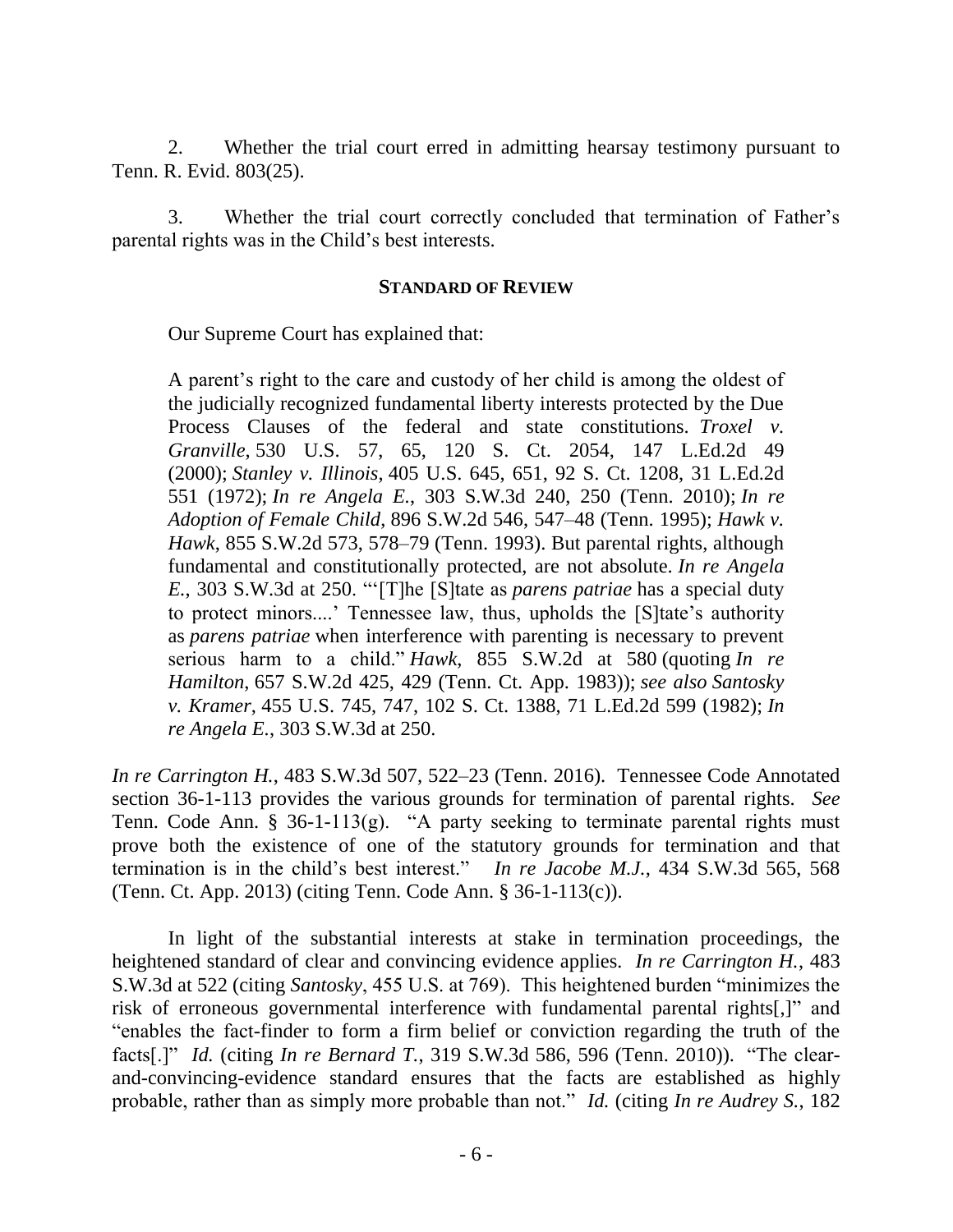2. Whether the trial court erred in admitting hearsay testimony pursuant to Tenn. R. Evid. 803(25).

3. Whether the trial court correctly concluded that termination of Father's parental rights was in the Child's best interests.

## STANDARD OF REVIEW

Our Supreme Court has explained that:

> A parent's right to the care and custody of her child is among the oldest of the judicially recognized fundamental liberty interests protected by the Due Process Clauses of the federal and state constitutions. *Troxel v. Granville*, 530 U.S. 57, 65, 120 S. Ct. 2054, 147 L.Ed.2d 49 (2000); *Stanley v. Illinois*, 405 U.S. 645, 651, 92 S. Ct. 1208, 31 L.Ed.2d 551 (1972); *In re Angela E.*, 303 S.W.3d 240, 250 (Tenn. 2010); *In re Adoption of Female Child*, 896 S.W.2d 546, 547–48 (Tenn. 1995); *Hawk v. Hawk*, 855 S.W.2d 573, 578–79 (Tenn. 1993). But parental rights, although fundamental and constitutionally protected, are not absolute. *In re Angela E.*, 303 S.W.3d at 250. "'[T]he [S]tate as *parens patriae* has a special duty to protect minors....' Tennessee law, thus, upholds the [S]tate's authority as *parens patriae* when interference with parenting is necessary to prevent serious harm to a child." *Hawk*, 855 S.W.2d at 580 (quoting *In re Hamilton*, 657 S.W.2d 425, 429 (Tenn. Ct. App. 1983)); *see also Santosky v. Kramer*, 455 U.S. 745, 747, 102 S. Ct. 1388, 71 L.Ed.2d 599 (1982); *In re Angela E.*, 303 S.W.3d at 250.

*In re Carrington H.*, 483 S.W.3d 507, 522–23 (Tenn. 2016). Tennessee Code Annotated section 36-1-113 provides the various grounds for termination of parental rights. *See* Tenn. Code Ann. § 36-1-113(g). "A party seeking to terminate parental rights must prove both the existence of one of the statutory grounds for termination and that termination is in the child's best interest." *In re Jacobe M.J.*, 434 S.W.3d 565, 568 (Tenn. Ct. App. 2013) (citing Tenn. Code Ann. § 36-1-113(c)).

In light of the substantial interests at stake in termination proceedings, the heightened standard of clear and convincing evidence applies. *In re Carrington H.*, 483 S.W.3d at 522 (citing *Santosky*, 455 U.S. at 769). This heightened burden "minimizes the risk of erroneous governmental interference with fundamental parental rights[,]" and "enables the fact-finder to form a firm belief or conviction regarding the truth of the facts[.]" *Id.* (citing *In re Bernard T.*, 319 S.W.3d 586, 596 (Tenn. 2010)). "The clear-and-convincing-evidence standard ensures that the facts are established as highly probable, rather than as simply more probable than not." *Id.* (citing *In re Audrey S.*, 182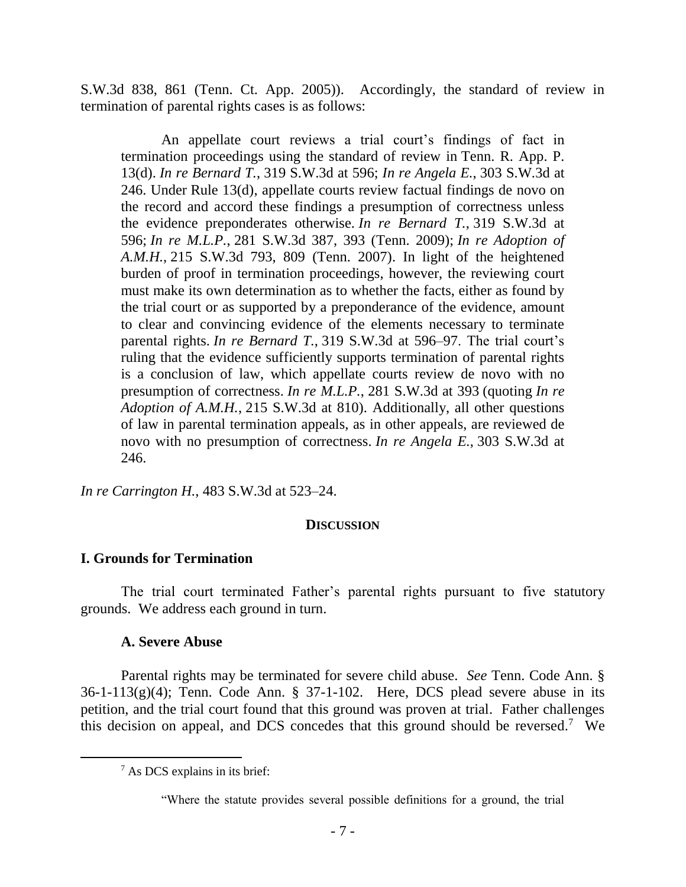S.W.3d 838, 861 (Tenn. Ct. App. 2005)). Accordingly, the standard of review in termination of parental rights cases is as follows:

> An appellate court reviews a trial court's findings of fact in termination proceedings using the standard of review in Tenn. R. App. P. 13(d). *In re Bernard T.*, 319 S.W.3d at 596; *In re Angela E.*, 303 S.W.3d at 246. Under Rule 13(d), appellate courts review factual findings de novo on the record and accord these findings a presumption of correctness unless the evidence preponderates otherwise. *In re Bernard T.*, 319 S.W.3d at 596; *In re M.L.P.*, 281 S.W.3d 387, 393 (Tenn. 2009); *In re Adoption of A.M.H.*, 215 S.W.3d 793, 809 (Tenn. 2007). In light of the heightened burden of proof in termination proceedings, however, the reviewing court must make its own determination as to whether the facts, either as found by the trial court or as supported by a preponderance of the evidence, amount to clear and convincing evidence of the elements necessary to terminate parental rights. *In re Bernard T.*, 319 S.W.3d at 596–97. The trial court's ruling that the evidence sufficiently supports termination of parental rights is a conclusion of law, which appellate courts review de novo with no presumption of correctness. *In re M.L.P.*, 281 S.W.3d at 393 (quoting *In re Adoption of A.M.H.*, 215 S.W.3d at 810). Additionally, all other questions of law in parental termination appeals, as in other appeals, are reviewed de novo with no presumption of correctness. *In re Angela E.*, 303 S.W.3d at 246.

*In re Carrington H.*, 483 S.W.3d at 523–24.

## DISCUSSION

### I. Grounds for Termination

The trial court terminated Father's parental rights pursuant to five statutory grounds. We address each ground in turn.

#### A. Severe Abuse

Parental rights may be terminated for severe child abuse. *See* Tenn. Code Ann. § 36-1-113(g)(4); Tenn. Code Ann. § 37-1-102. Here, DCS plead severe abuse in its petition, and the trial court found that this ground was proven at trial. Father challenges this decision on appeal, and DCS concedes that this ground should be reversed.[7] We

---

[7] As DCS explains in its brief:

> "Where the statute provides several possible definitions for a ground, the trial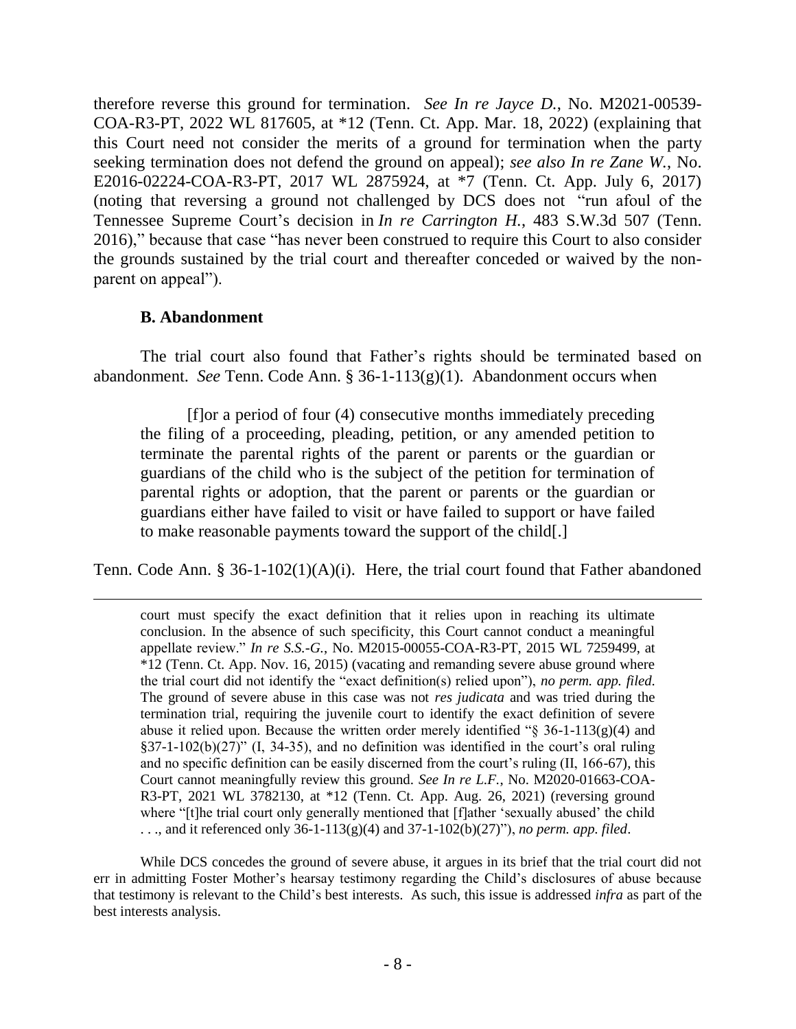therefore reverse this ground for termination. *See In re Jayce D.*, No. M2021-00539-COA-R3-PT, 2022 WL 817605, at *12 (Tenn. Ct. App. Mar. 18, 2022) (explaining that this Court need not consider the merits of a ground for termination when the party seeking termination does not defend the ground on appeal); *see also In re Zane W.*, No. E2016-02224-COA-R3-PT, 2017 WL 2875924, at *7 (Tenn. Ct. App. July 6, 2017) (noting that reversing a ground not challenged by DCS does not "run afoul of the Tennessee Supreme Court's decision in *In re Carrington H.*, 483 S.W.3d 507 (Tenn. 2016)," because that case "has never been construed to require this Court to also consider the grounds sustained by the trial court and thereafter conceded or waived by the non-parent on appeal").

### B. Abandonment

The trial court also found that Father's rights should be terminated based on abandonment. *See* Tenn. Code Ann. § 36-1-113(g)(1). Abandonment occurs when

> [f]or a period of four (4) consecutive months immediately preceding the filing of a proceeding, pleading, petition, or any amended petition to terminate the parental rights of the parent or parents or the guardian or guardians of the child who is the subject of the petition for termination of parental rights or adoption, that the parent or parents or the guardian or guardians either have failed to visit or have failed to support or have failed to make reasonable payments toward the support of the child[.]

Tenn. Code Ann. § 36-1-102(1)(A)(i). Here, the trial court found that Father abandoned

---

court must specify the exact definition that it relies upon in reaching its ultimate conclusion. In the absence of such specificity, this Court cannot conduct a meaningful appellate review." *In re S.S.-G.*, No. M2015-00055-COA-R3-PT, 2015 WL 7259499, at *12 (Tenn. Ct. App. Nov. 16, 2015) (vacating and remanding severe abuse ground where the trial court did not identify the "exact definition(s) relied upon"), *no perm. app. filed*. The ground of severe abuse in this case was not *res judicata* and was tried during the termination trial, requiring the juvenile court to identify the exact definition of severe abuse it relied upon. Because the written order merely identified "§ 36-1-113(g)(4) and §37-1-102(b)(27)" (I, 34-35), and no definition was identified in the court's oral ruling and no specific definition can be easily discerned from the court's ruling (II, 166-67), this Court cannot meaningfully review this ground. *See In re L.F.*, No. M2020-01663-COA-R3-PT, 2021 WL 3782130, at *12 (Tenn. Ct. App. Aug. 26, 2021) (reversing ground where "[t]he trial court only generally mentioned that [f]ather 'sexually abused' the child . . ., and it referenced only 36-1-113(g)(4) and 37-1-102(b)(27)"), *no perm. app. filed*.

While DCS concedes the ground of severe abuse, it argues in its brief that the trial court did not err in admitting Foster Mother's hearsay testimony regarding the Child's disclosures of abuse because that testimony is relevant to the Child's best interests. As such, this issue is addressed *infra* as part of the best interests analysis.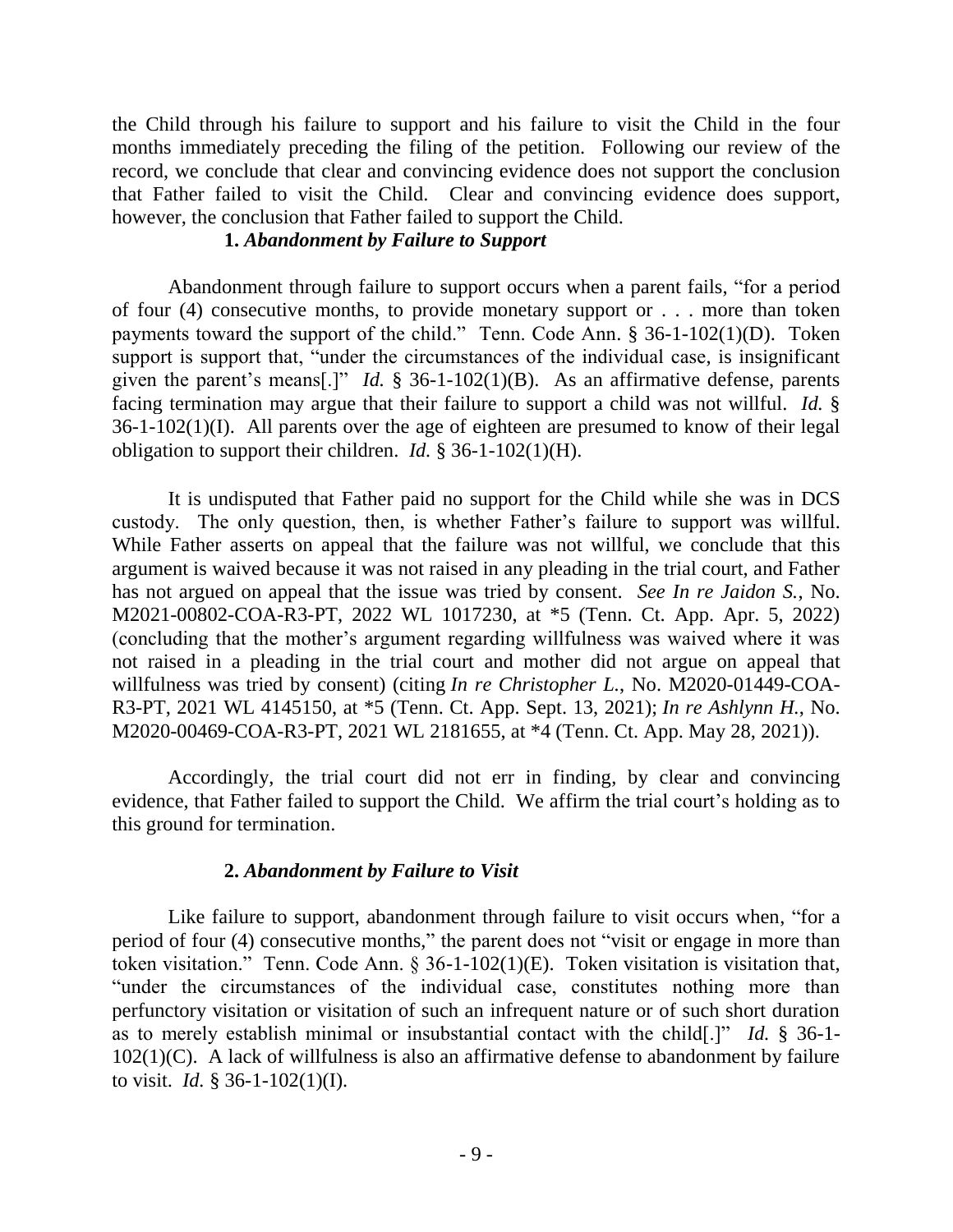the Child through his failure to support and his failure to visit the Child in the four months immediately preceding the filing of the petition. Following our review of the record, we conclude that clear and convincing evidence does not support the conclusion that Father failed to visit the Child. Clear and convincing evidence does support, however, the conclusion that Father failed to support the Child.

### 1. *Abandonment by Failure to Support*

Abandonment through failure to support occurs when a parent fails, "for a period of four (4) consecutive months, to provide monetary support or . . . more than token payments toward the support of the child." Tenn. Code Ann. § 36-1-102(1)(D). Token support is support that, "under the circumstances of the individual case, is insignificant given the parent's means[.]" *Id.* § 36-1-102(1)(B). As an affirmative defense, parents facing termination may argue that their failure to support a child was not willful. *Id.* § 36-1-102(1)(I). All parents over the age of eighteen are presumed to know of their legal obligation to support their children. *Id.* § 36-1-102(1)(H).

It is undisputed that Father paid no support for the Child while she was in DCS custody. The only question, then, is whether Father's failure to support was willful. While Father asserts on appeal that the failure was not willful, we conclude that this argument is waived because it was not raised in any pleading in the trial court, and Father has not argued on appeal that the issue was tried by consent. *See In re Jaidon S.*, No. M2021-00802-COA-R3-PT, 2022 WL 1017230, at *5 (Tenn. Ct. App. Apr. 5, 2022) (concluding that the mother's argument regarding willfulness was waived where it was not raised in a pleading in the trial court and mother did not argue on appeal that willfulness was tried by consent) (citing *In re Christopher L.*, No. M2020-01449-COA-R3-PT, 2021 WL 4145150, at *5 (Tenn. Ct. App. Sept. 13, 2021); *In re Ashlynn H.*, No. M2020-00469-COA-R3-PT, 2021 WL 2181655, at *4 (Tenn. Ct. App. May 28, 2021)).

Accordingly, the trial court did not err in finding, by clear and convincing evidence, that Father failed to support the Child. We affirm the trial court's holding as to this ground for termination.

### 2. *Abandonment by Failure to Visit*

Like failure to support, abandonment through failure to visit occurs when, "for a period of four (4) consecutive months," the parent does not "visit or engage in more than token visitation." Tenn. Code Ann. § 36-1-102(1)(E). Token visitation is visitation that, "under the circumstances of the individual case, constitutes nothing more than perfunctory visitation or visitation of such an infrequent nature or of such short duration as to merely establish minimal or insubstantial contact with the child[.]" *Id.* § 36-1-102(1)(C). A lack of willfulness is also an affirmative defense to abandonment by failure to visit. *Id.* § 36-1-102(1)(I).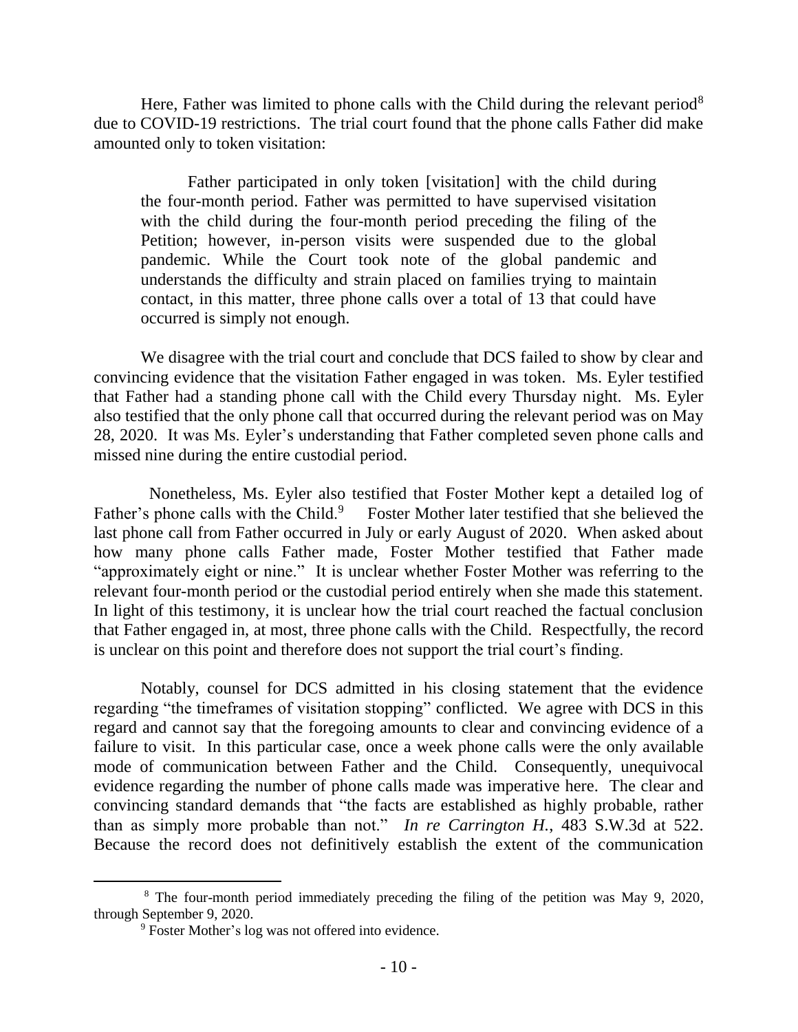Here, Father was limited to phone calls with the Child during the relevant period[8] due to COVID-19 restrictions. The trial court found that the phone calls Father did make amounted only to token visitation:

> Father participated in only token [visitation] with the child during the four-month period. Father was permitted to have supervised visitation with the child during the four-month period preceding the filing of the Petition; however, in-person visits were suspended due to the global pandemic. While the Court took note of the global pandemic and understands the difficulty and strain placed on families trying to maintain contact, in this matter, three phone calls over a total of 13 that could have occurred is simply not enough.

We disagree with the trial court and conclude that DCS failed to show by clear and convincing evidence that the visitation Father engaged in was token. Ms. Eyler testified that Father had a standing phone call with the Child every Thursday night. Ms. Eyler also testified that the only phone call that occurred during the relevant period was on May 28, 2020. It was Ms. Eyler's understanding that Father completed seven phone calls and missed nine during the entire custodial period.

Nonetheless, Ms. Eyler also testified that Foster Mother kept a detailed log of Father's phone calls with the Child.[9] Foster Mother later testified that she believed the last phone call from Father occurred in July or early August of 2020. When asked about how many phone calls Father made, Foster Mother testified that Father made "approximately eight or nine." It is unclear whether Foster Mother was referring to the relevant four-month period or the custodial period entirely when she made this statement. In light of this testimony, it is unclear how the trial court reached the factual conclusion that Father engaged in, at most, three phone calls with the Child. Respectfully, the record is unclear on this point and therefore does not support the trial court's finding.

Notably, counsel for DCS admitted in his closing statement that the evidence regarding "the timeframes of visitation stopping" conflicted. We agree with DCS in this regard and cannot say that the foregoing amounts to clear and convincing evidence of a failure to visit. In this particular case, once a week phone calls were the only available mode of communication between Father and the Child. Consequently, unequivocal evidence regarding the number of phone calls made was imperative here. The clear and convincing standard demands that "the facts are established as highly probable, rather than as simply more probable than not." *In re Carrington H.*, 483 S.W.3d at 522. Because the record does not definitively establish the extent of the communication

---

[8] The four-month period immediately preceding the filing of the petition was May 9, 2020, through September 9, 2020.

[9] Foster Mother's log was not offered into evidence.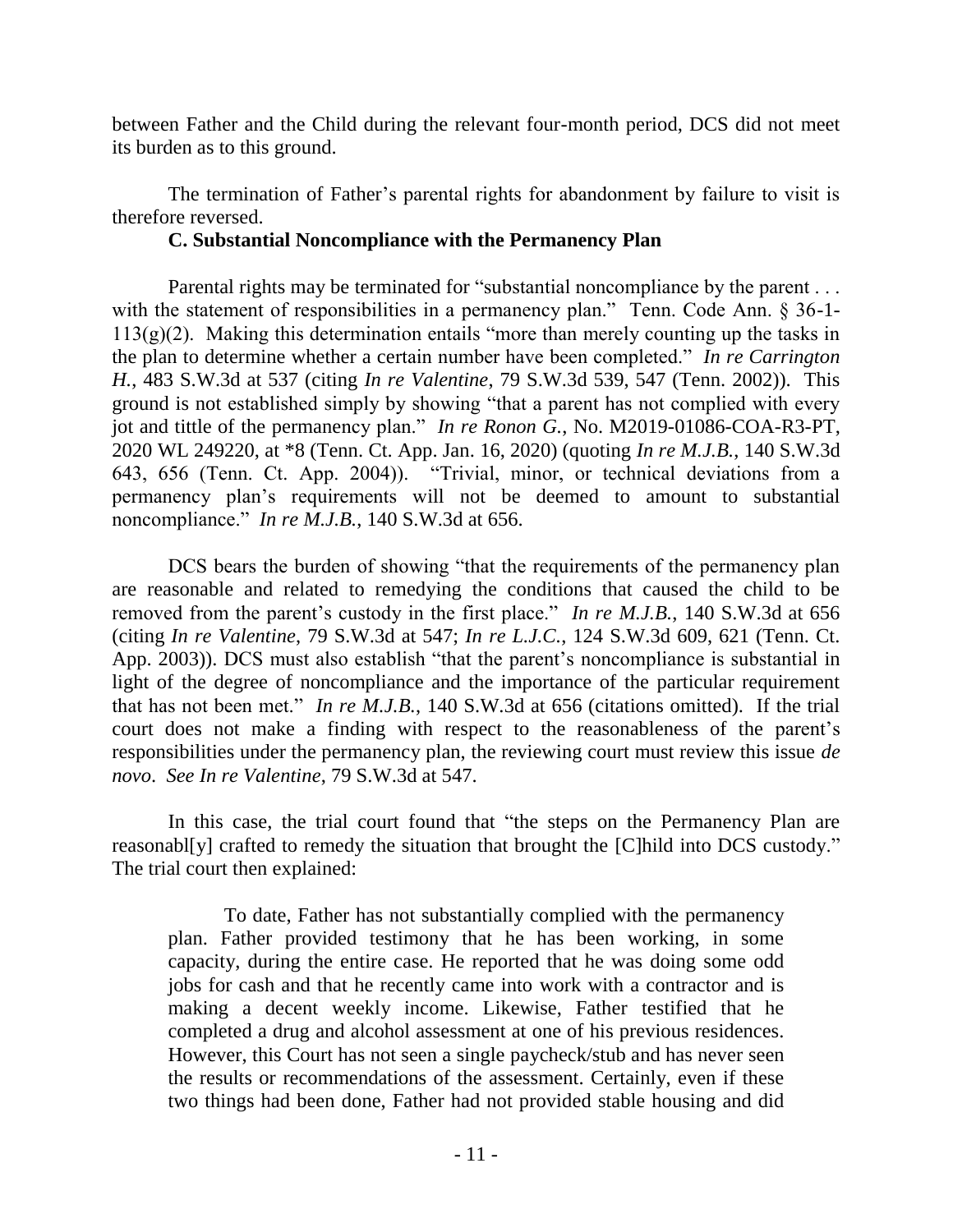between Father and the Child during the relevant four-month period, DCS did not meet its burden as to this ground.

The termination of Father's parental rights for abandonment by failure to visit is therefore reversed.

### C. Substantial Noncompliance with the Permanency Plan

Parental rights may be terminated for "substantial noncompliance by the parent . . . with the statement of responsibilities in a permanency plan." Tenn. Code Ann. § 36-1-113(g)(2). Making this determination entails "more than merely counting up the tasks in the plan to determine whether a certain number have been completed." *In re Carrington H.*, 483 S.W.3d at 537 (citing *In re Valentine*, 79 S.W.3d 539, 547 (Tenn. 2002)). This ground is not established simply by showing "that a parent has not complied with every jot and tittle of the permanency plan." *In re Ronon G.*, No. M2019-01086-COA-R3-PT, 2020 WL 249220, at *8 (Tenn. Ct. App. Jan. 16, 2020) (quoting *In re M.J.B.*, 140 S.W.3d 643, 656 (Tenn. Ct. App. 2004)). "Trivial, minor, or technical deviations from a permanency plan's requirements will not be deemed to amount to substantial noncompliance." *In re M.J.B.*, 140 S.W.3d at 656.

DCS bears the burden of showing "that the requirements of the permanency plan are reasonable and related to remedying the conditions that caused the child to be removed from the parent's custody in the first place." *In re M.J.B.*, 140 S.W.3d at 656 (citing *In re Valentine*, 79 S.W.3d at 547; *In re L.J.C.*, 124 S.W.3d 609, 621 (Tenn. Ct. App. 2003)). DCS must also establish "that the parent's noncompliance is substantial in light of the degree of noncompliance and the importance of the particular requirement that has not been met." *In re M.J.B.*, 140 S.W.3d at 656 (citations omitted). If the trial court does not make a finding with respect to the reasonableness of the parent's responsibilities under the permanency plan, the reviewing court must review this issue *de novo*. *See In re Valentine*, 79 S.W.3d at 547.

In this case, the trial court found that "the steps on the Permanency Plan are reasonabl[y] crafted to remedy the situation that brought the [C]hild into DCS custody." The trial court then explained:

> To date, Father has not substantially complied with the permanency plan. Father provided testimony that he has been working, in some capacity, during the entire case. He reported that he was doing some odd jobs for cash and that he recently came into work with a contractor and is making a decent weekly income. Likewise, Father testified that he completed a drug and alcohol assessment at one of his previous residences. However, this Court has not seen a single paycheck/stub and has never seen the results or recommendations of the assessment. Certainly, even if these two things had been done, Father had not provided stable housing and did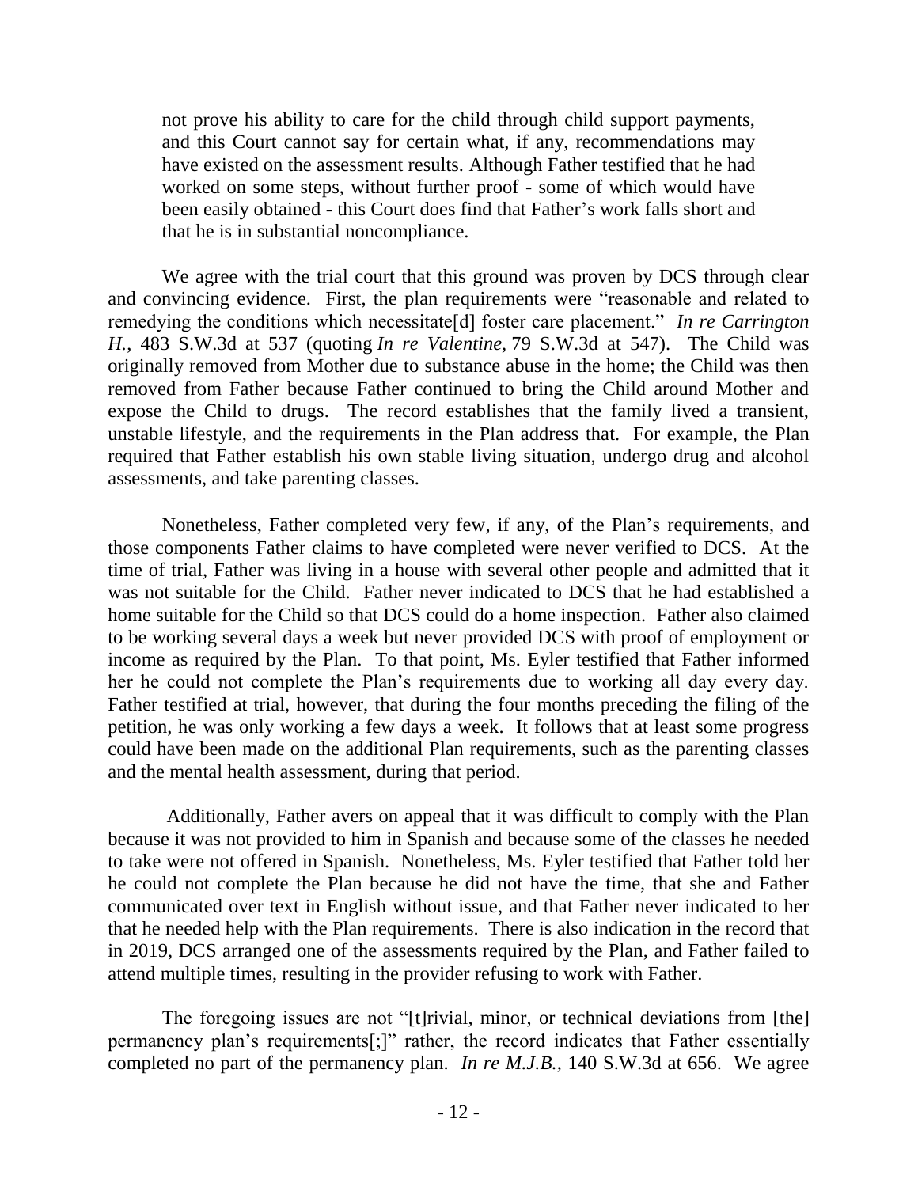> not prove his ability to care for the child through child support payments, and this Court cannot say for certain what, if any, recommendations may have existed on the assessment results. Although Father testified that he had worked on some steps, without further proof - some of which would have been easily obtained - this Court does find that Father's work falls short and that he is in substantial noncompliance.

We agree with the trial court that this ground was proven by DCS through clear and convincing evidence. First, the plan requirements were "reasonable and related to remedying the conditions which necessitate[d] foster care placement." *In re Carrington H.*, 483 S.W.3d at 537 (quoting *In re Valentine,* 79 S.W.3d at 547). The Child was originally removed from Mother due to substance abuse in the home; the Child was then removed from Father because Father continued to bring the Child around Mother and expose the Child to drugs. The record establishes that the family lived a transient, unstable lifestyle, and the requirements in the Plan address that. For example, the Plan required that Father establish his own stable living situation, undergo drug and alcohol assessments, and take parenting classes.

Nonetheless, Father completed very few, if any, of the Plan's requirements, and those components Father claims to have completed were never verified to DCS. At the time of trial, Father was living in a house with several other people and admitted that it was not suitable for the Child. Father never indicated to DCS that he had established a home suitable for the Child so that DCS could do a home inspection. Father also claimed to be working several days a week but never provided DCS with proof of employment or income as required by the Plan. To that point, Ms. Eyler testified that Father informed her he could not complete the Plan's requirements due to working all day every day. Father testified at trial, however, that during the four months preceding the filing of the petition, he was only working a few days a week. It follows that at least some progress could have been made on the additional Plan requirements, such as the parenting classes and the mental health assessment, during that period.

Additionally, Father avers on appeal that it was difficult to comply with the Plan because it was not provided to him in Spanish and because some of the classes he needed to take were not offered in Spanish. Nonetheless, Ms. Eyler testified that Father told her he could not complete the Plan because he did not have the time, that she and Father communicated over text in English without issue, and that Father never indicated to her that he needed help with the Plan requirements. There is also indication in the record that in 2019, DCS arranged one of the assessments required by the Plan, and Father failed to attend multiple times, resulting in the provider refusing to work with Father.

The foregoing issues are not "[t]rivial, minor, or technical deviations from [the] permanency plan's requirements[;]" rather, the record indicates that Father essentially completed no part of the permanency plan. *In re M.J.B.*, 140 S.W.3d at 656. We agree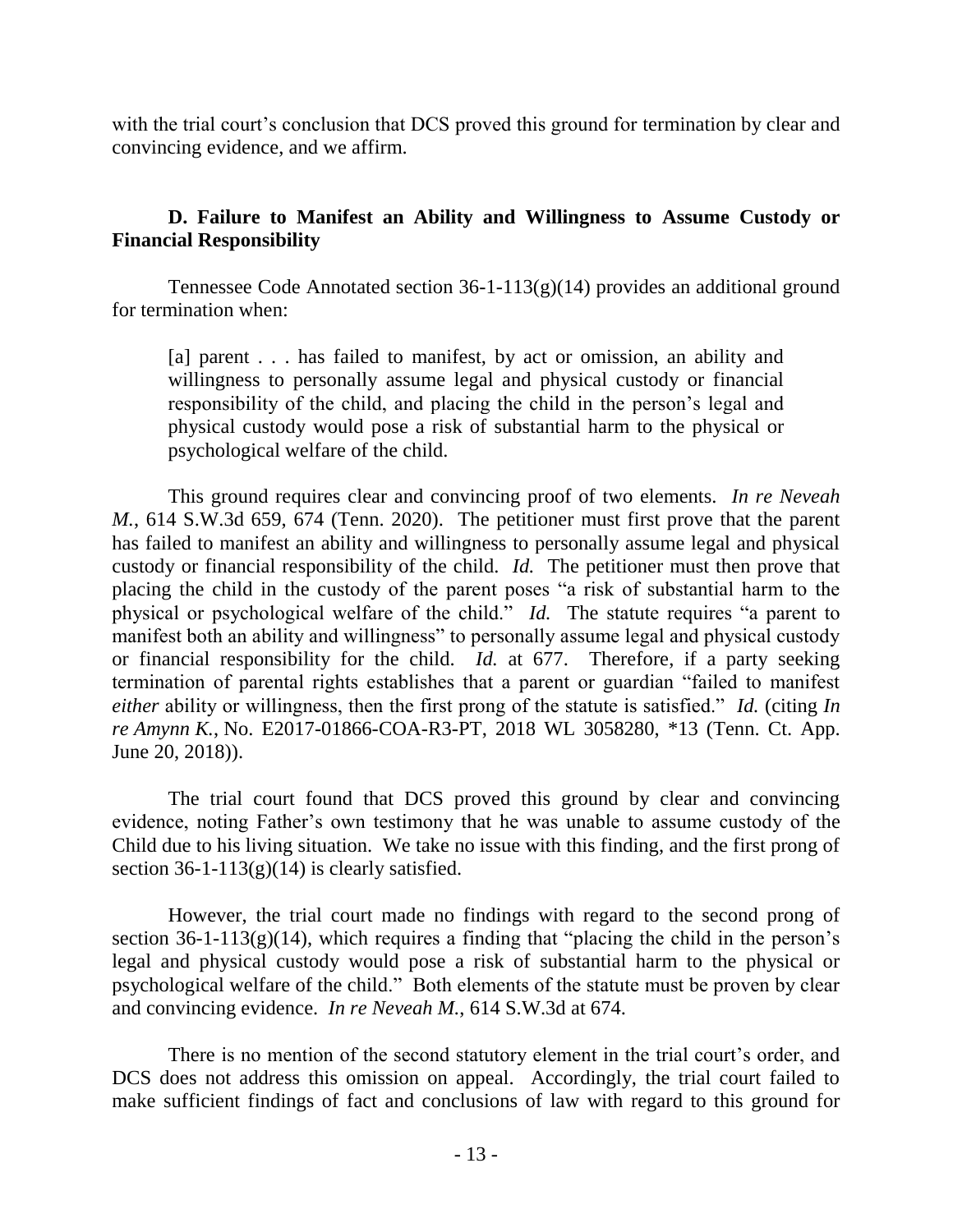with the trial court's conclusion that DCS proved this ground for termination by clear and convincing evidence, and we affirm.

### D. Failure to Manifest an Ability and Willingness to Assume Custody or Financial Responsibility

Tennessee Code Annotated section 36-1-113(g)(14) provides an additional ground for termination when:

> [a] parent . . . has failed to manifest, by act or omission, an ability and willingness to personally assume legal and physical custody or financial responsibility of the child, and placing the child in the person's legal and physical custody would pose a risk of substantial harm to the physical or psychological welfare of the child.

This ground requires clear and convincing proof of two elements. *In re Neveah M.*, 614 S.W.3d 659, 674 (Tenn. 2020). The petitioner must first prove that the parent has failed to manifest an ability and willingness to personally assume legal and physical custody or financial responsibility of the child. *Id.* The petitioner must then prove that placing the child in the custody of the parent poses "a risk of substantial harm to the physical or psychological welfare of the child." *Id.* The statute requires "a parent to manifest both an ability and willingness" to personally assume legal and physical custody or financial responsibility for the child. *Id.* at 677. Therefore, if a party seeking termination of parental rights establishes that a parent or guardian "failed to manifest *either* ability or willingness, then the first prong of the statute is satisfied." *Id.* (citing *In re Amynn K.*, No. E2017-01866-COA-R3-PT, 2018 WL 3058280, *13 (Tenn. Ct. App. June 20, 2018)).

The trial court found that DCS proved this ground by clear and convincing evidence, noting Father's own testimony that he was unable to assume custody of the Child due to his living situation. We take no issue with this finding, and the first prong of section 36-1-113(g)(14) is clearly satisfied.

However, the trial court made no findings with regard to the second prong of section 36-1-113(g)(14), which requires a finding that "placing the child in the person's legal and physical custody would pose a risk of substantial harm to the physical or psychological welfare of the child." Both elements of the statute must be proven by clear and convincing evidence. *In re Neveah M.*, 614 S.W.3d at 674.

There is no mention of the second statutory element in the trial court's order, and DCS does not address this omission on appeal. Accordingly, the trial court failed to make sufficient findings of fact and conclusions of law with regard to this ground for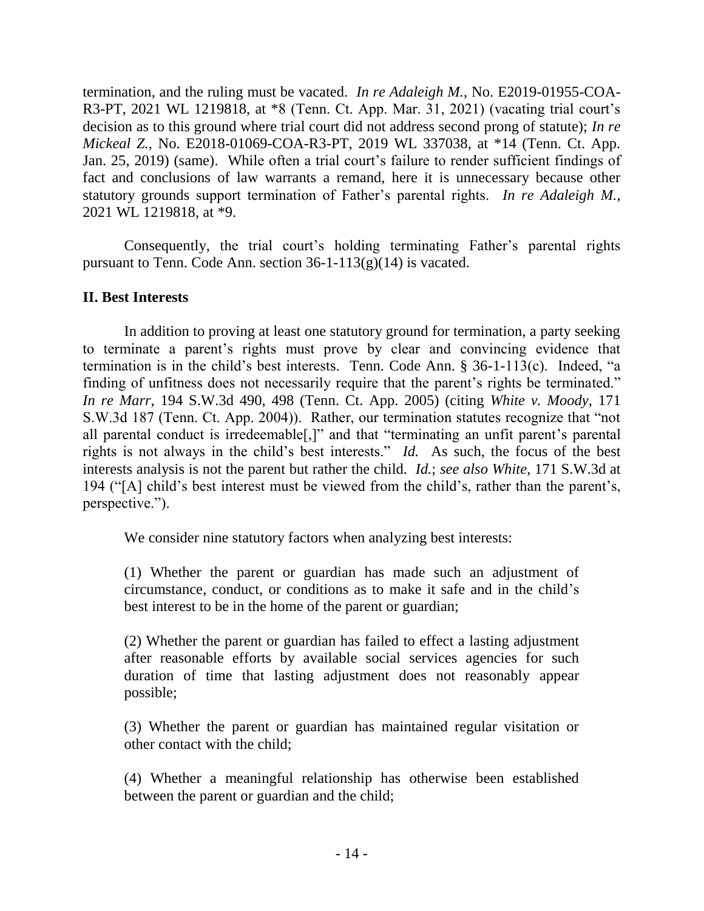termination, and the ruling must be vacated. *In re Adaleigh M.*, No. E2019-01955-COA-R3-PT, 2021 WL 1219818, at *8 (Tenn. Ct. App. Mar. 31, 2021) (vacating trial court's decision as to this ground where trial court did not address second prong of statute); *In re Mickeal Z.*, No. E2018-01069-COA-R3-PT, 2019 WL 337038, at *14 (Tenn. Ct. App. Jan. 25, 2019) (same). While often a trial court's failure to render sufficient findings of fact and conclusions of law warrants a remand, here it is unnecessary because other statutory grounds support termination of Father's parental rights. *In re Adaleigh M.*, 2021 WL 1219818, at *9.

Consequently, the trial court's holding terminating Father's parental rights pursuant to Tenn. Code Ann. section 36-1-113(g)(14) is vacated.

## II. Best Interests

In addition to proving at least one statutory ground for termination, a party seeking to terminate a parent's rights must prove by clear and convincing evidence that termination is in the child's best interests. Tenn. Code Ann. § 36-1-113(c). Indeed, "a finding of unfitness does not necessarily require that the parent's rights be terminated." *In re Marr*, 194 S.W.3d 490, 498 (Tenn. Ct. App. 2005) (citing *White v. Moody*, 171 S.W.3d 187 (Tenn. Ct. App. 2004)). Rather, our termination statutes recognize that "not all parental conduct is irredeemable[,]" and that "terminating an unfit parent's parental rights is not always in the child's best interests." *Id.* As such, the focus of the best interests analysis is not the parent but rather the child. *Id.*; *see also White*, 171 S.W.3d at 194 ("[A] child's best interest must be viewed from the child's, rather than the parent's, perspective.").

We consider nine statutory factors when analyzing best interests:

> (1) Whether the parent or guardian has made such an adjustment of circumstance, conduct, or conditions as to make it safe and in the child's best interest to be in the home of the parent or guardian;
>
> (2) Whether the parent or guardian has failed to effect a lasting adjustment after reasonable efforts by available social services agencies for such duration of time that lasting adjustment does not reasonably appear possible;
>
> (3) Whether the parent or guardian has maintained regular visitation or other contact with the child;
>
> (4) Whether a meaningful relationship has otherwise been established between the parent or guardian and the child;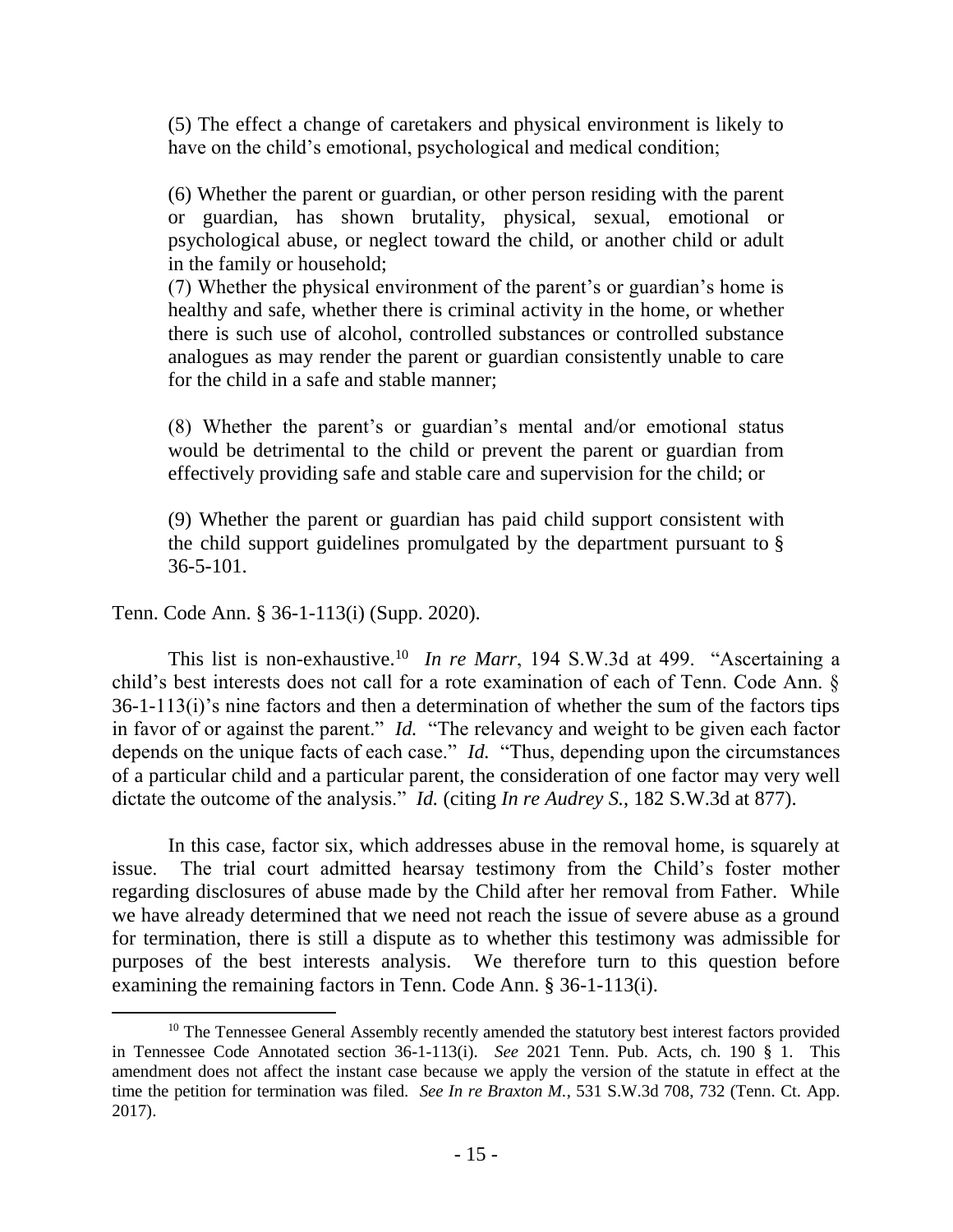> (5) The effect a change of caretakers and physical environment is likely to have on the child's emotional, psychological and medical condition;
>
> (6) Whether the parent or guardian, or other person residing with the parent or guardian, has shown brutality, physical, sexual, emotional or psychological abuse, or neglect toward the child, or another child or adult in the family or household;
>
> (7) Whether the physical environment of the parent's or guardian's home is healthy and safe, whether there is criminal activity in the home, or whether there is such use of alcohol, controlled substances or controlled substance analogues as may render the parent or guardian consistently unable to care for the child in a safe and stable manner;
>
> (8) Whether the parent's or guardian's mental and/or emotional status would be detrimental to the child or prevent the parent or guardian from effectively providing safe and stable care and supervision for the child; or
>
> (9) Whether the parent or guardian has paid child support consistent with the child support guidelines promulgated by the department pursuant to § 36-5-101.

Tenn. Code Ann. § 36-1-113(i) (Supp. 2020).

This list is non-exhaustive.[10] *In re Marr*, 194 S.W.3d at 499. "Ascertaining a child's best interests does not call for a rote examination of each of Tenn. Code Ann. § 36-1-113(i)'s nine factors and then a determination of whether the sum of the factors tips in favor of or against the parent." *Id.* "The relevancy and weight to be given each factor depends on the unique facts of each case." *Id.* "Thus, depending upon the circumstances of a particular child and a particular parent, the consideration of one factor may very well dictate the outcome of the analysis." *Id.* (citing *In re Audrey S.*, 182 S.W.3d at 877).

In this case, factor six, which addresses abuse in the removal home, is squarely at issue. The trial court admitted hearsay testimony from the Child's foster mother regarding disclosures of abuse made by the Child after her removal from Father. While we have already determined that we need not reach the issue of severe abuse as a ground for termination, there is still a dispute as to whether this testimony was admissible for purposes of the best interests analysis. We therefore turn to this question before examining the remaining factors in Tenn. Code Ann. § 36-1-113(i).

---

[10] The Tennessee General Assembly recently amended the statutory best interest factors provided in Tennessee Code Annotated section 36-1-113(i). *See* 2021 Tenn. Pub. Acts, ch. 190 § 1. This amendment does not affect the instant case because we apply the version of the statute in effect at the time the petition for termination was filed. *See In re Braxton M.*, 531 S.W.3d 708, 732 (Tenn. Ct. App. 2017).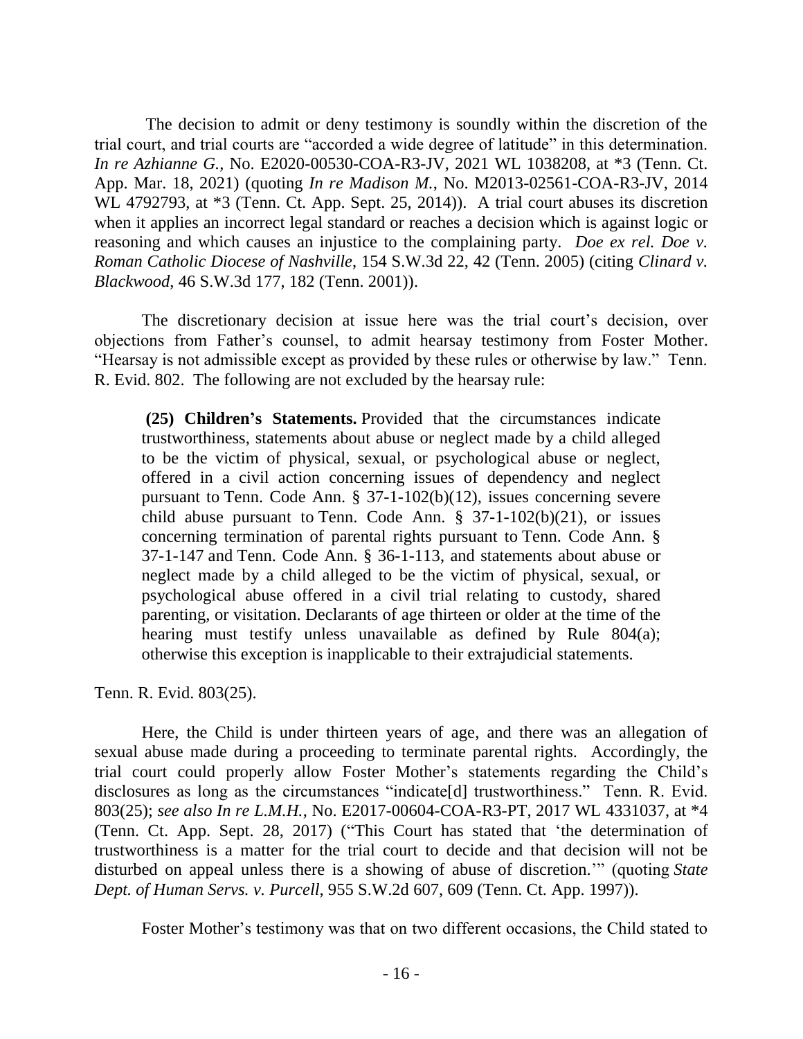The decision to admit or deny testimony is soundly within the discretion of the trial court, and trial courts are "accorded a wide degree of latitude" in this determination. *In re Azhianne G.*, No. E2020-00530-COA-R3-JV, 2021 WL 1038208, at *3 (Tenn. Ct. App. Mar. 18, 2021) (quoting *In re Madison M.*, No. M2013-02561-COA-R3-JV, 2014 WL 4792793, at *3 (Tenn. Ct. App. Sept. 25, 2014)). A trial court abuses its discretion when it applies an incorrect legal standard or reaches a decision which is against logic or reasoning and which causes an injustice to the complaining party. *Doe ex rel. Doe v. Roman Catholic Diocese of Nashville*, 154 S.W.3d 22, 42 (Tenn. 2005) (citing *Clinard v. Blackwood*, 46 S.W.3d 177, 182 (Tenn. 2001)).

The discretionary decision at issue here was the trial court's decision, over objections from Father's counsel, to admit hearsay testimony from Foster Mother. "Hearsay is not admissible except as provided by these rules or otherwise by law." Tenn. R. Evid. 802. The following are not excluded by the hearsay rule:

> **(25) Children's Statements.** Provided that the circumstances indicate trustworthiness, statements about abuse or neglect made by a child alleged to be the victim of physical, sexual, or psychological abuse or neglect, offered in a civil action concerning issues of dependency and neglect pursuant to Tenn. Code Ann. § 37-1-102(b)(12), issues concerning severe child abuse pursuant to Tenn. Code Ann. § 37-1-102(b)(21), or issues concerning termination of parental rights pursuant to Tenn. Code Ann. § 37-1-147 and Tenn. Code Ann. § 36-1-113, and statements about abuse or neglect made by a child alleged to be the victim of physical, sexual, or psychological abuse offered in a civil trial relating to custody, shared parenting, or visitation. Declarants of age thirteen or older at the time of the hearing must testify unless unavailable as defined by Rule 804(a); otherwise this exception is inapplicable to their extrajudicial statements.

Tenn. R. Evid. 803(25).

Here, the Child is under thirteen years of age, and there was an allegation of sexual abuse made during a proceeding to terminate parental rights. Accordingly, the trial court could properly allow Foster Mother's statements regarding the Child's disclosures as long as the circumstances "indicate[d] trustworthiness." Tenn. R. Evid. 803(25); *see also In re L.M.H.*, No. E2017-00604-COA-R3-PT, 2017 WL 4331037, at *4 (Tenn. Ct. App. Sept. 28, 2017) ("This Court has stated that 'the determination of trustworthiness is a matter for the trial court to decide and that decision will not be disturbed on appeal unless there is a showing of abuse of discretion.'" (quoting *State Dept. of Human Servs. v. Purcell*, 955 S.W.2d 607, 609 (Tenn. Ct. App. 1997)).

Foster Mother's testimony was that on two different occasions, the Child stated to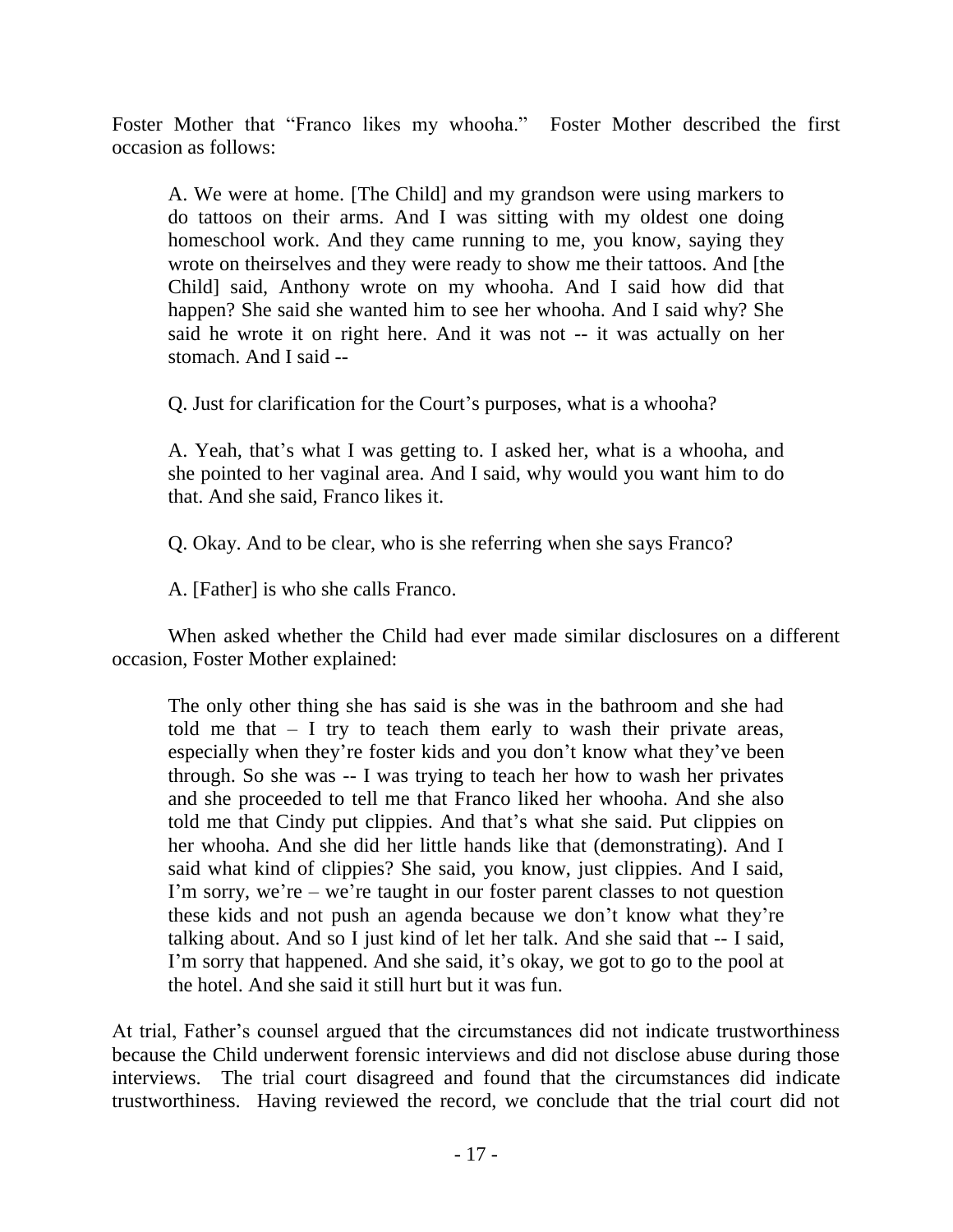Foster Mother that "Franco likes my whooha." Foster Mother described the first occasion as follows:

> A. We were at home. [The Child] and my grandson were using markers to do tattoos on their arms. And I was sitting with my oldest one doing homeschool work. And they came running to me, you know, saying they wrote on theirselves and they were ready to show me their tattoos. And [the Child] said, Anthony wrote on my whooha. And I said how did that happen? She said she wanted him to see her whooha. And I said why? She said he wrote it on right here. And it was not -- it was actually on her stomach. And I said --
>
> Q. Just for clarification for the Court's purposes, what is a whooha?
>
> A. Yeah, that's what I was getting to. I asked her, what is a whooha, and she pointed to her vaginal area. And I said, why would you want him to do that. And she said, Franco likes it.
>
> Q. Okay. And to be clear, who is she referring when she says Franco?
>
> A. [Father] is who she calls Franco.

When asked whether the Child had ever made similar disclosures on a different occasion, Foster Mother explained:

> The only other thing she has said is she was in the bathroom and she had told me that – I try to teach them early to wash their private areas, especially when they're foster kids and you don't know what they've been through. So she was -- I was trying to teach her how to wash her privates and she proceeded to tell me that Franco liked her whooha. And she also told me that Cindy put clippies. And that's what she said. Put clippies on her whooha. And she did her little hands like that (demonstrating). And I said what kind of clippies? She said, you know, just clippies. And I said, I'm sorry, we're – we're taught in our foster parent classes to not question these kids and not push an agenda because we don't know what they're talking about. And so I just kind of let her talk. And she said that -- I said, I'm sorry that happened. And she said, it's okay, we got to go to the pool at the hotel. And she said it still hurt but it was fun.

At trial, Father's counsel argued that the circumstances did not indicate trustworthiness because the Child underwent forensic interviews and did not disclose abuse during those interviews. The trial court disagreed and found that the circumstances did indicate trustworthiness. Having reviewed the record, we conclude that the trial court did not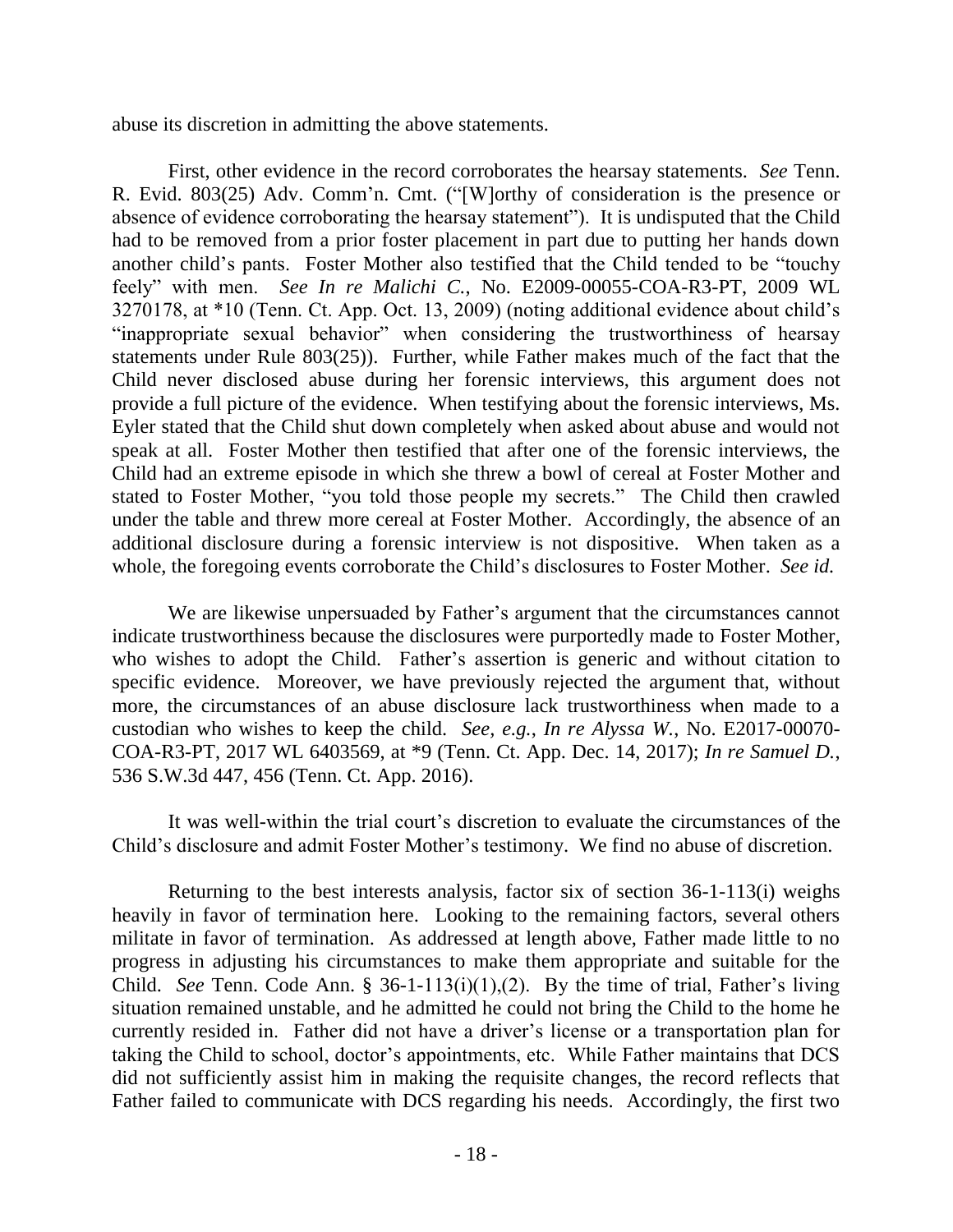abuse its discretion in admitting the above statements.

First, other evidence in the record corroborates the hearsay statements. *See* Tenn. R. Evid. 803(25) Adv. Comm'n. Cmt. ("[W]orthy of consideration is the presence or absence of evidence corroborating the hearsay statement"). It is undisputed that the Child had to be removed from a prior foster placement in part due to putting her hands down another child's pants. Foster Mother also testified that the Child tended to be "touchy feely" with men. *See In re Malichi C.*, No. E2009-00055-COA-R3-PT, 2009 WL 3270178, at *10 (Tenn. Ct. App. Oct. 13, 2009) (noting additional evidence about child's "inappropriate sexual behavior" when considering the trustworthiness of hearsay statements under Rule 803(25)). Further, while Father makes much of the fact that the Child never disclosed abuse during her forensic interviews, this argument does not provide a full picture of the evidence. When testifying about the forensic interviews, Ms. Eyler stated that the Child shut down completely when asked about abuse and would not speak at all. Foster Mother then testified that after one of the forensic interviews, the Child had an extreme episode in which she threw a bowl of cereal at Foster Mother and stated to Foster Mother, "you told those people my secrets." The Child then crawled under the table and threw more cereal at Foster Mother. Accordingly, the absence of an additional disclosure during a forensic interview is not dispositive. When taken as a whole, the foregoing events corroborate the Child's disclosures to Foster Mother. *See id.*

We are likewise unpersuaded by Father's argument that the circumstances cannot indicate trustworthiness because the disclosures were purportedly made to Foster Mother, who wishes to adopt the Child. Father's assertion is generic and without citation to specific evidence. Moreover, we have previously rejected the argument that, without more, the circumstances of an abuse disclosure lack trustworthiness when made to a custodian who wishes to keep the child. *See, e.g.*, *In re Alyssa W.*, No. E2017-00070-COA-R3-PT, 2017 WL 6403569, at *9 (Tenn. Ct. App. Dec. 14, 2017); *In re Samuel D.*, 536 S.W.3d 447, 456 (Tenn. Ct. App. 2016).

It was well-within the trial court's discretion to evaluate the circumstances of the Child's disclosure and admit Foster Mother's testimony. We find no abuse of discretion.

Returning to the best interests analysis, factor six of section 36-1-113(i) weighs heavily in favor of termination here. Looking to the remaining factors, several others militate in favor of termination. As addressed at length above, Father made little to no progress in adjusting his circumstances to make them appropriate and suitable for the Child. *See* Tenn. Code Ann. § 36-1-113(i)(1),(2). By the time of trial, Father's living situation remained unstable, and he admitted he could not bring the Child to the home he currently resided in. Father did not have a driver's license or a transportation plan for taking the Child to school, doctor's appointments, etc. While Father maintains that DCS did not sufficiently assist him in making the requisite changes, the record reflects that Father failed to communicate with DCS regarding his needs. Accordingly, the first two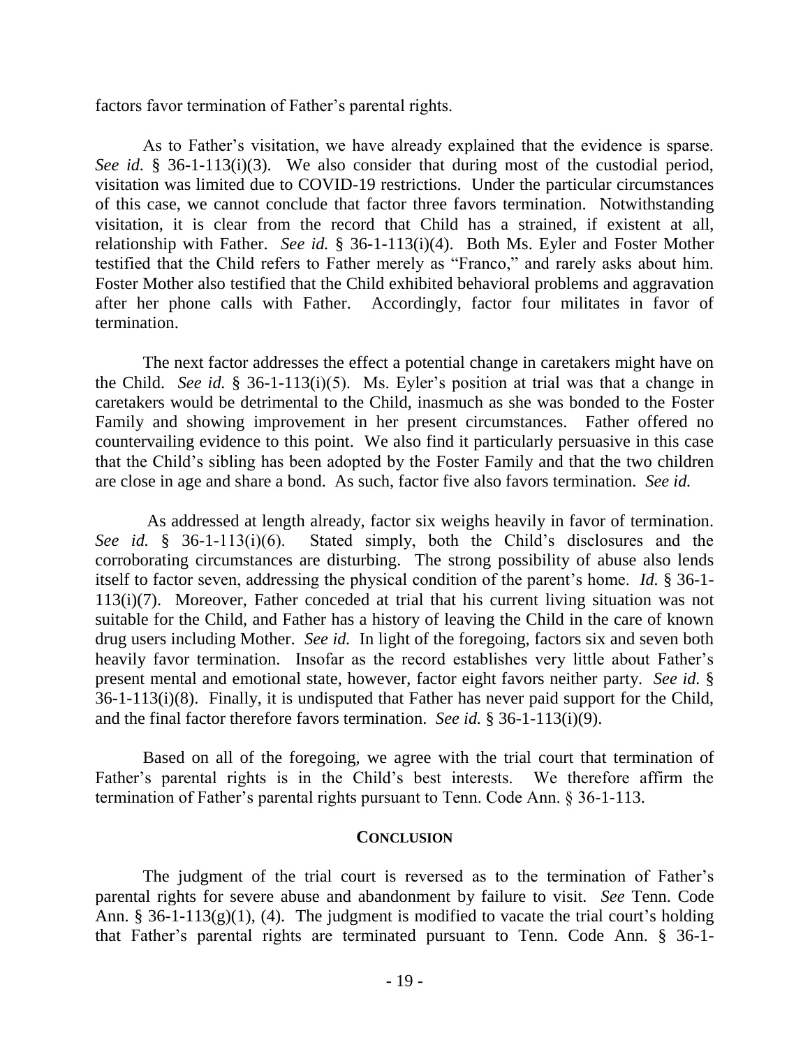factors favor termination of Father's parental rights.

As to Father's visitation, we have already explained that the evidence is sparse. *See id.* § 36-1-113(i)(3). We also consider that during most of the custodial period, visitation was limited due to COVID-19 restrictions. Under the particular circumstances of this case, we cannot conclude that factor three favors termination. Notwithstanding visitation, it is clear from the record that Child has a strained, if existent at all, relationship with Father. *See id.* § 36-1-113(i)(4). Both Ms. Eyler and Foster Mother testified that the Child refers to Father merely as "Franco," and rarely asks about him. Foster Mother also testified that the Child exhibited behavioral problems and aggravation after her phone calls with Father. Accordingly, factor four militates in favor of termination.

The next factor addresses the effect a potential change in caretakers might have on the Child. *See id.* § 36-1-113(i)(5). Ms. Eyler's position at trial was that a change in caretakers would be detrimental to the Child, inasmuch as she was bonded to the Foster Family and showing improvement in her present circumstances. Father offered no countervailing evidence to this point. We also find it particularly persuasive in this case that the Child's sibling has been adopted by the Foster Family and that the two children are close in age and share a bond. As such, factor five also favors termination. *See id.*

As addressed at length already, factor six weighs heavily in favor of termination. *See id.* § 36-1-113(i)(6). Stated simply, both the Child's disclosures and the corroborating circumstances are disturbing. The strong possibility of abuse also lends itself to factor seven, addressing the physical condition of the parent's home. *Id.* § 36-1-113(i)(7). Moreover, Father conceded at trial that his current living situation was not suitable for the Child, and Father has a history of leaving the Child in the care of known drug users including Mother. *See id.* In light of the foregoing, factors six and seven both heavily favor termination. Insofar as the record establishes very little about Father's present mental and emotional state, however, factor eight favors neither party. *See id.* § 36-1-113(i)(8). Finally, it is undisputed that Father has never paid support for the Child, and the final factor therefore favors termination. *See id.* § 36-1-113(i)(9).

Based on all of the foregoing, we agree with the trial court that termination of Father's parental rights is in the Child's best interests. We therefore affirm the termination of Father's parental rights pursuant to Tenn. Code Ann. § 36-1-113.

## CONCLUSION

The judgment of the trial court is reversed as to the termination of Father's parental rights for severe abuse and abandonment by failure to visit. *See* Tenn. Code Ann. § 36-1-113(g)(1), (4). The judgment is modified to vacate the trial court's holding that Father's parental rights are terminated pursuant to Tenn. Code Ann. § 36-1-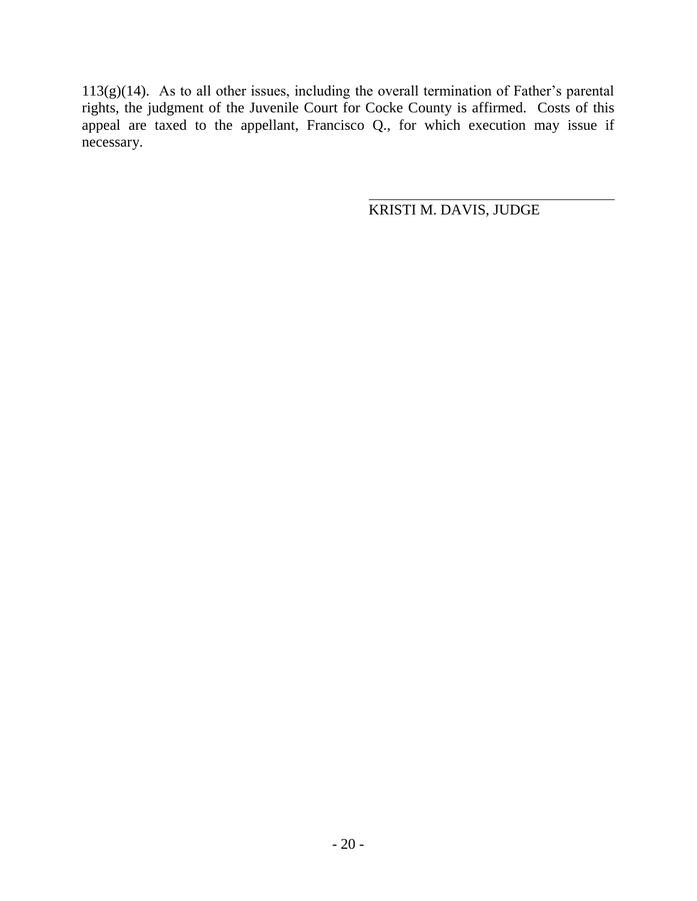113(g)(14). As to all other issues, including the overall termination of Father's parental rights, the judgment of the Juvenile Court for Cocke County is affirmed. Costs of this appeal are taxed to the appellant, Francisco Q., for which execution may issue if necessary.

KRISTI M. DAVIS, JUDGE